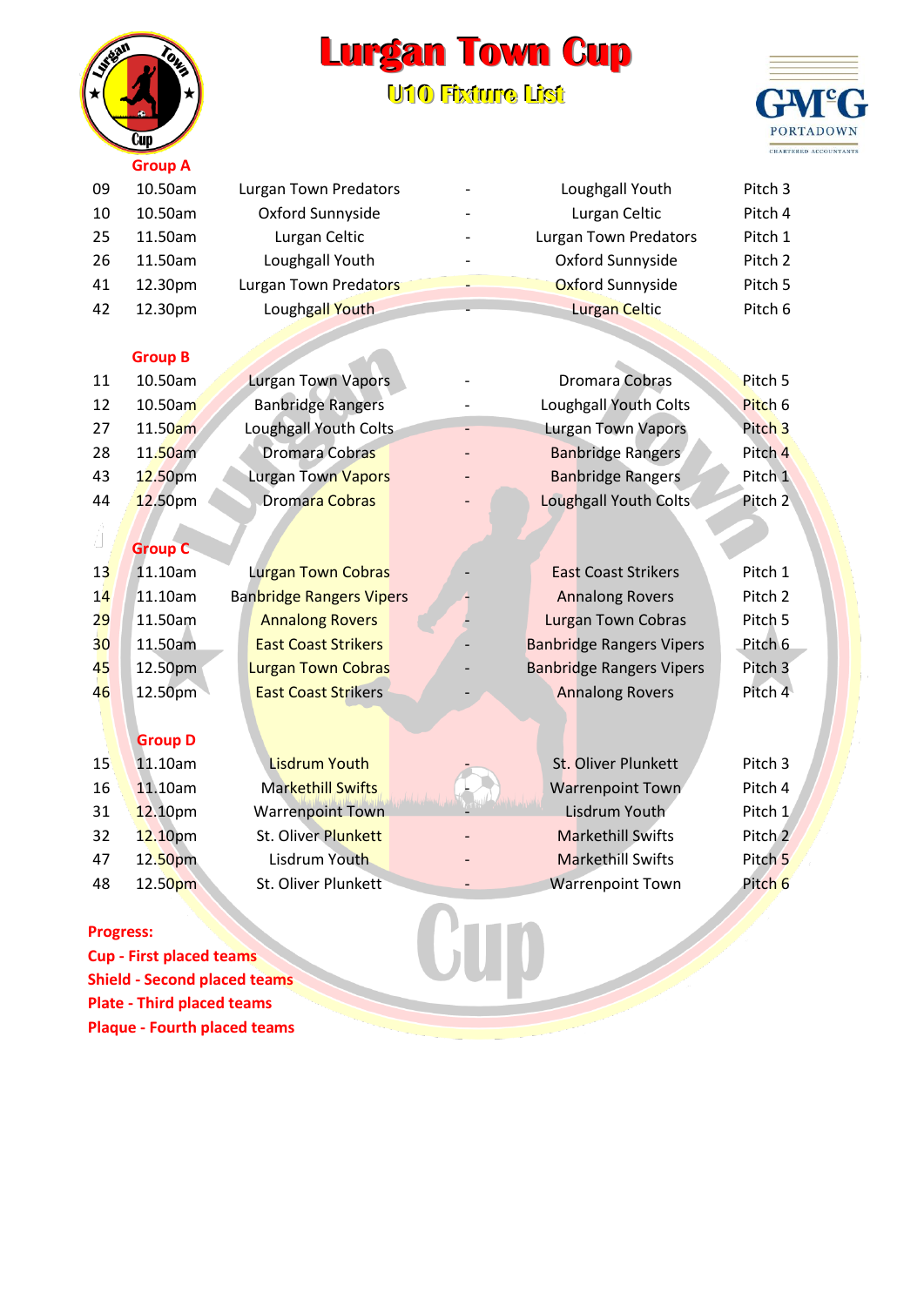# Lurgan Town Cup

## U10 Fixture List

### Group A

| No. | Time | Home | | Away | Pitch |
|---|---|---|---|---|---|
| 09 | 10.50am | Lurgan Town Predators | - | Loughgall Youth | Pitch 3 |
| 10 | 10.50am | Oxford Sunnyside | - | Lurgan Celtic | Pitch 4 |
| 25 | 11.50am | Lurgan Celtic | - | Lurgan Town Predators | Pitch 1 |
| 26 | 11.50am | Loughgall Youth | - | Oxford Sunnyside | Pitch 2 |
| 41 | 12.30pm | Lurgan Town Predators | - | Oxford Sunnyside | Pitch 5 |
| 42 | 12.30pm | Loughgall Youth | - | Lurgan Celtic | Pitch 6 |

### Group B

| No. | Time | Home | | Away | Pitch |
|---|---|---|---|---|---|
| 11 | 10.50am | Lurgan Town Vapors | - | Dromara Cobras | Pitch 5 |
| 12 | 10.50am | Banbridge Rangers | - | Loughgall Youth Colts | Pitch 6 |
| 27 | 11.50am | Loughgall Youth Colts | - | Lurgan Town Vapors | Pitch 3 |
| 28 | 11.50am | Dromara Cobras | - | Banbridge Rangers | Pitch 4 |
| 43 | 12.50pm | Lurgan Town Vapors | - | Banbridge Rangers | Pitch 1 |
| 44 | 12.50pm | Dromara Cobras | - | Loughgall Youth Colts | Pitch 2 |

### Group C

| No. | Time | Home | | Away | Pitch |
|---|---|---|---|---|---|
| 13 | 11.10am | Lurgan Town Cobras | - | East Coast Strikers | Pitch 1 |
| 14 | 11.10am | Banbridge Rangers Vipers | - | Annalong Rovers | Pitch 2 |
| 29 | 11.50am | Annalong Rovers | - | Lurgan Town Cobras | Pitch 5 |
| 30 | 11.50am | East Coast Strikers | - | Banbridge Rangers Vipers | Pitch 6 |
| 45 | 12.50pm | Lurgan Town Cobras | - | Banbridge Rangers Vipers | Pitch 3 |
| 46 | 12.50pm | East Coast Strikers | - | Annalong Rovers | Pitch 4 |

### Group D

| No. | Time | Home | | Away | Pitch |
|---|---|---|---|---|---|
| 15 | 11.10am | Lisdrum Youth | - | St. Oliver Plunkett | Pitch 3 |
| 16 | 11.10am | Markethill Swifts | - | Warrenpoint Town | Pitch 4 |
| 31 | 12.10pm | Warrenpoint Town | - | Lisdrum Youth | Pitch 1 |
| 32 | 12.10pm | St. Oliver Plunkett | - | Markethill Swifts | Pitch 2 |
| 47 | 12.50pm | Lisdrum Youth | - | Markethill Swifts | Pitch 5 |
| 48 | 12.50pm | St. Oliver Plunkett | - | Warrenpoint Town | Pitch 6 |

**Progress:**

**Cup - First placed teams**
**Shield - Second placed teams**
**Plate - Third placed teams**
**Plaque - Fourth placed teams**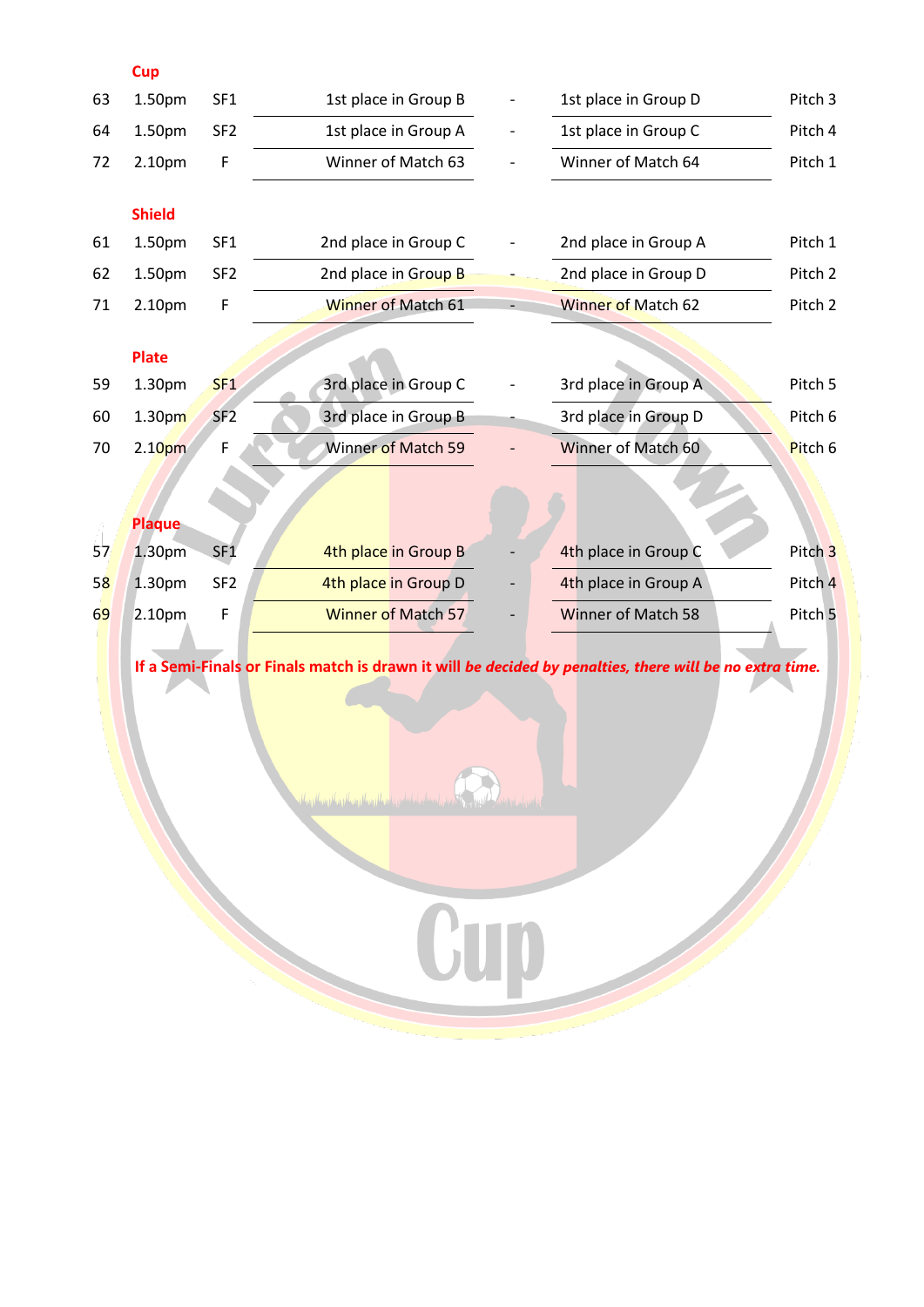## Cup

| | | | | | | |
|---|---|---|---|---|---|---|
| 63 | 1.50pm | SF1 | 1st place in Group B | - | 1st place in Group D | Pitch 3 |
| 64 | 1.50pm | SF2 | 1st place in Group A | - | 1st place in Group C | Pitch 4 |
| 72 | 2.10pm | F | Winner of Match 63 | - | Winner of Match 64 | Pitch 1 |

## Shield

| | | | | | | |
|---|---|---|---|---|---|---|
| 61 | 1.50pm | SF1 | 2nd place in Group C | - | 2nd place in Group A | Pitch 1 |
| 62 | 1.50pm | SF2 | 2nd place in Group B | - | 2nd place in Group D | Pitch 2 |
| 71 | 2.10pm | F | Winner of Match 61 | - | Winner of Match 62 | Pitch 2 |

## Plate

| | | | | | | |
|---|---|---|---|---|---|---|
| 59 | 1.30pm | SF1 | 3rd place in Group C | - | 3rd place in Group A | Pitch 5 |
| 60 | 1.30pm | SF2 | 3rd place in Group B | - | 3rd place in Group D | Pitch 6 |
| 70 | 2.10pm | F | Winner of Match 59 | - | Winner of Match 60 | Pitch 6 |

## Plaque

| | | | | | | |
|---|---|---|---|---|---|---|
| 57 | 1.30pm | SF1 | 4th place in Group B | - | 4th place in Group C | Pitch 3 |
| 58 | 1.30pm | SF2 | 4th place in Group D | - | 4th place in Group A | Pitch 4 |
| 69 | 2.10pm | F | Winner of Match 57 | - | Winner of Match 58 | Pitch 5 |

**If a Semi-Finals or Finals match is drawn it will *be decided by penalties, there will be no extra time.***